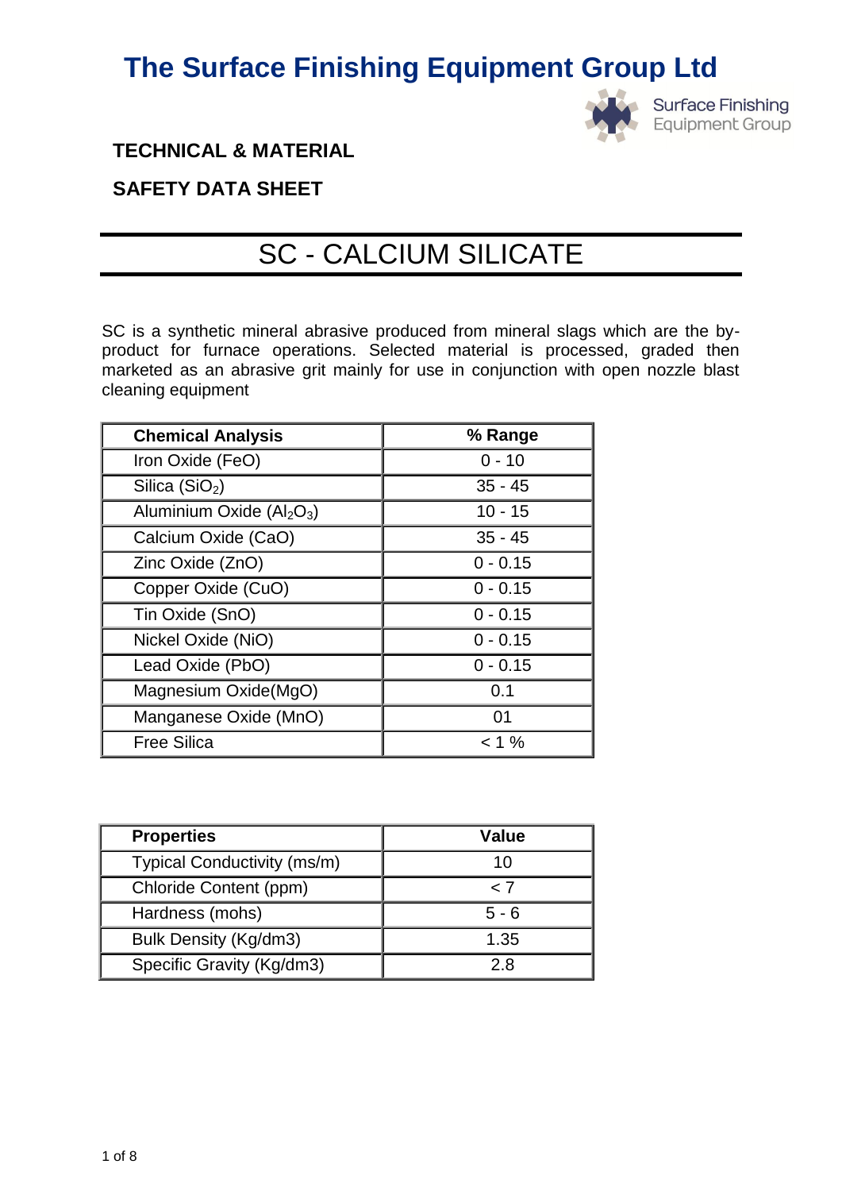# The Surface Finishing Equipment Group Ltd

Surface Finishing Equipment Group

**TECHNICAL & MATERIAL**

**SAFETY DATA SHEET**

## SC - CALCIUM SILICATE

SC is a synthetic mineral abrasive produced from mineral slags which are the by-product for furnace operations. Selected material is processed, graded then marketed as an abrasive grit mainly for use in conjunction with open nozzle blast cleaning equipment

| **Chemical Analysis** | **% Range** |
|---|---|
| Iron Oxide (FeO) | 0 - 10 |
| Silica ($SiO_2$) | 35 - 45 |
| Aluminium Oxide ($Al_2O_3$) | 10 - 15 |
| Calcium Oxide (CaO) | 35 - 45 |
| Zinc Oxide (ZnO) | 0 - 0.15 |
| Copper Oxide (CuO) | 0 - 0.15 |
| Tin Oxide (SnO) | 0 - 0.15 |
| Nickel Oxide (NiO) | 0 - 0.15 |
| Lead Oxide (PbO) | 0 - 0.15 |
| Magnesium Oxide(MgO) | 0.1 |
| Manganese Oxide (MnO) | 01 |
| Free Silica | < 1 % |

| **Properties** | **Value** |
|---|---|
| Typical Conductivity (ms/m) | 10 |
| Chloride Content (ppm) | < 7 |
| Hardness (mohs) | 5 - 6 |
| Bulk Density (Kg/dm3) | 1.35 |
| Specific Gravity (Kg/dm3) | 2.8 |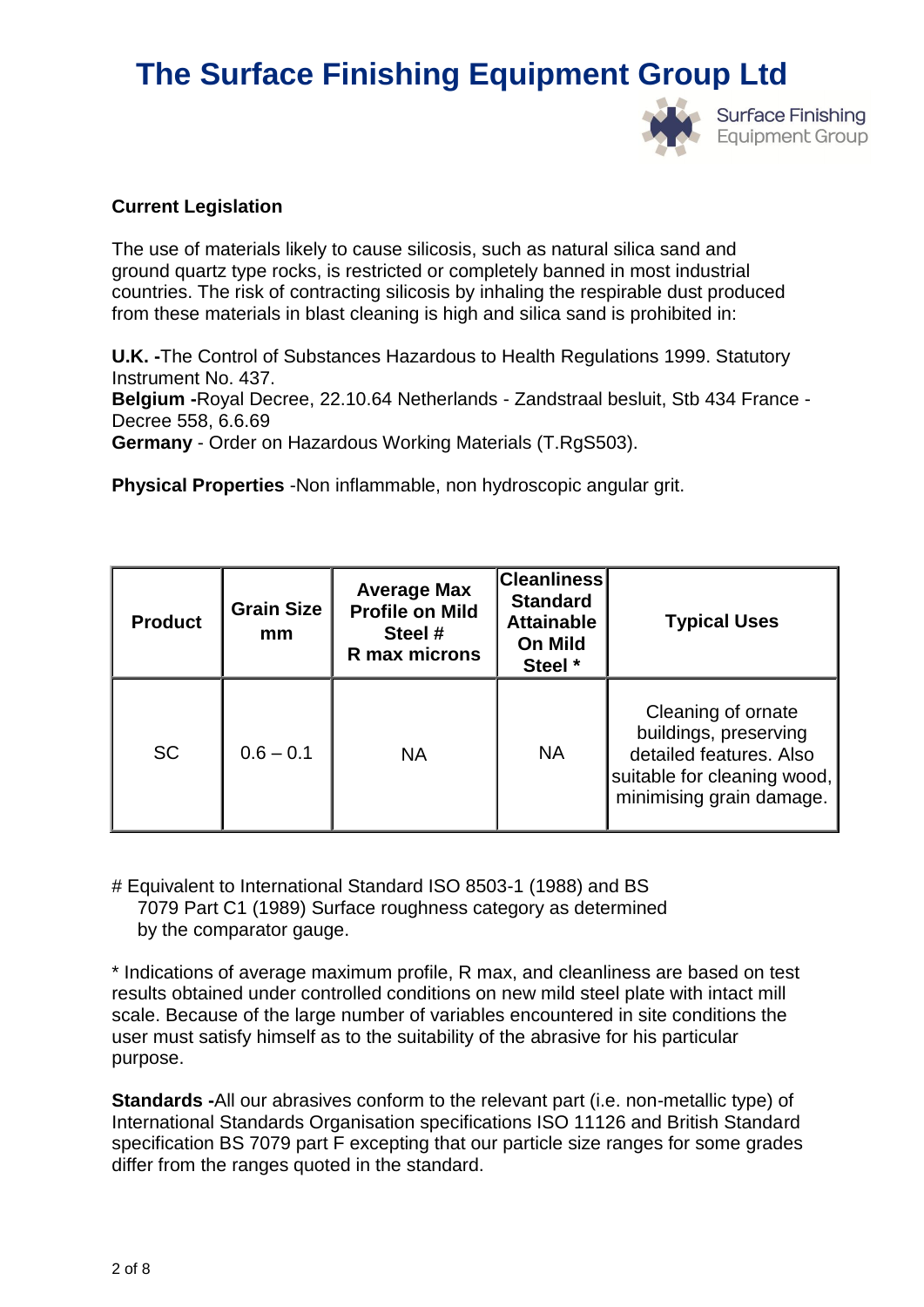**Current Legislation**

The use of materials likely to cause silicosis, such as natural silica sand and ground quartz type rocks, is restricted or completely banned in most industrial countries. The risk of contracting silicosis by inhaling the respirable dust produced from these materials in blast cleaning is high and silica sand is prohibited in:

**U.K. -**The Control of Substances Hazardous to Health Regulations 1999. Statutory Instrument No. 437.
**Belgium -**Royal Decree, 22.10.64 Netherlands - Zandstraal besluit, Stb 434 France - Decree 558, 6.6.69
**Germany** - Order on Hazardous Working Materials (T.RgS503).

**Physical Properties** -Non inflammable, non hydroscopic angular grit.

| Product | Grain Size mm | Average Max Profile on Mild Steel # R max microns | Cleanliness Standard Attainable On Mild Steel * | Typical Uses |
|---|---|---|---|---|
| SC | 0.6 – 0.1 | NA | NA | Cleaning of ornate buildings, preserving detailed features. Also suitable for cleaning wood, minimising grain damage. |

# Equivalent to International Standard ISO 8503-1 (1988) and BS 7079 Part C1 (1989) Surface roughness category as determined by the comparator gauge.

* Indications of average maximum profile, R max, and cleanliness are based on test results obtained under controlled conditions on new mild steel plate with intact mill scale. Because of the large number of variables encountered in site conditions the user must satisfy himself as to the suitability of the abrasive for his particular purpose.

**Standards -**All our abrasives conform to the relevant part (i.e. non-metallic type) of International Standards Organisation specifications ISO 11126 and British Standard specification BS 7079 part F excepting that our particle size ranges for some grades differ from the ranges quoted in the standard.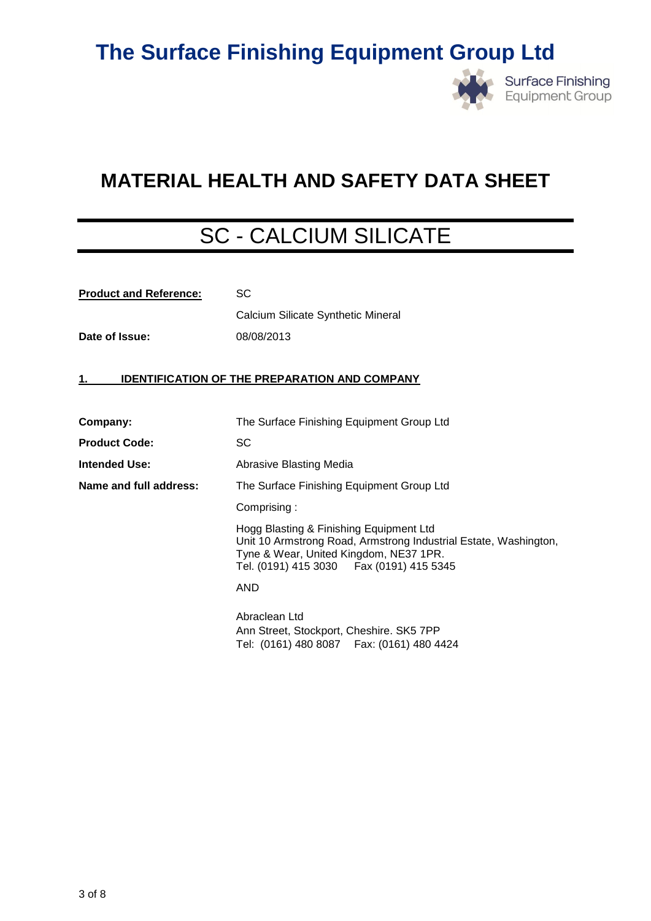# The Surface Finishing Equipment Group Ltd

## MATERIAL HEALTH AND SAFETY DATA SHEET

## SC - CALCIUM SILICATE

| | |
|---|---|
| **Product and Reference:** | SC |
| | Calcium Silicate Synthetic Mineral |
| **Date of Issue:** | 08/08/2013 |

### 1. IDENTIFICATION OF THE PREPARATION AND COMPANY

| | |
|---|---|
| **Company:** | The Surface Finishing Equipment Group Ltd |
| **Product Code:** | SC |
| **Intended Use:** | Abrasive Blasting Media |
| **Name and full address:** | The Surface Finishing Equipment Group Ltd |

Comprising :

Hogg Blasting & Finishing Equipment Ltd
Unit 10 Armstrong Road, Armstrong Industrial Estate, Washington, Tyne & Wear, United Kingdom, NE37 1PR.
Tel. (0191) 415 3030 Fax (0191) 415 5345

AND

Abraclean Ltd
Ann Street, Stockport, Cheshire. SK5 7PP
Tel: (0161) 480 8087 Fax: (0161) 480 4424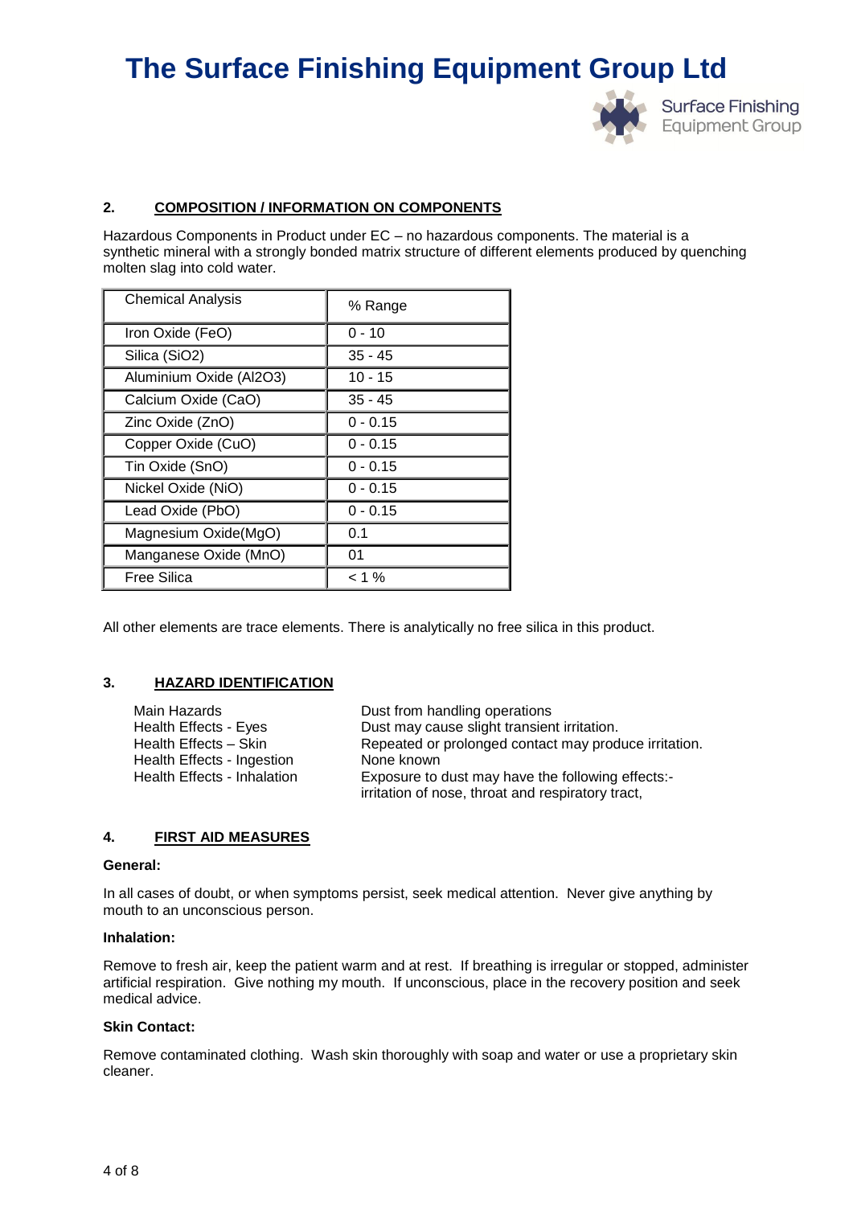## 2. COMPOSITION / INFORMATION ON COMPONENTS

Hazardous Components in Product under EC – no hazardous components. The material is a synthetic mineral with a strongly bonded matrix structure of different elements produced by quenching molten slag into cold water.

| Chemical Analysis | % Range |
|---|---|
| Iron Oxide (FeO) | 0 - 10 |
| Silica (SiO2) | 35 - 45 |
| Aluminium Oxide (Al2O3) | 10 - 15 |
| Calcium Oxide (CaO) | 35 - 45 |
| Zinc Oxide (ZnO) | 0 - 0.15 |
| Copper Oxide (CuO) | 0 - 0.15 |
| Tin Oxide (SnO) | 0 - 0.15 |
| Nickel Oxide (NiO) | 0 - 0.15 |
| Lead Oxide (PbO) | 0 - 0.15 |
| Magnesium Oxide(MgO) | 0.1 |
| Manganese Oxide (MnO) | 01 |
| Free Silica | < 1 % |

All other elements are trace elements. There is analytically no free silica in this product.

## 3. HAZARD IDENTIFICATION

| | |
|---|---|
| Main Hazards | Dust from handling operations |
| Health Effects - Eyes | Dust may cause slight transient irritation. |
| Health Effects – Skin | Repeated or prolonged contact may produce irritation. |
| Health Effects - Ingestion | None known |
| Health Effects - Inhalation | Exposure to dust may have the following effects:- irritation of nose, throat and respiratory tract, |

## 4. FIRST AID MEASURES

**General:**

In all cases of doubt, or when symptoms persist, seek medical attention. Never give anything by mouth to an unconscious person.

**Inhalation:**

Remove to fresh air, keep the patient warm and at rest. If breathing is irregular or stopped, administer artificial respiration. Give nothing my mouth. If unconscious, place in the recovery position and seek medical advice.

**Skin Contact:**

Remove contaminated clothing. Wash skin thoroughly with soap and water or use a proprietary skin cleaner.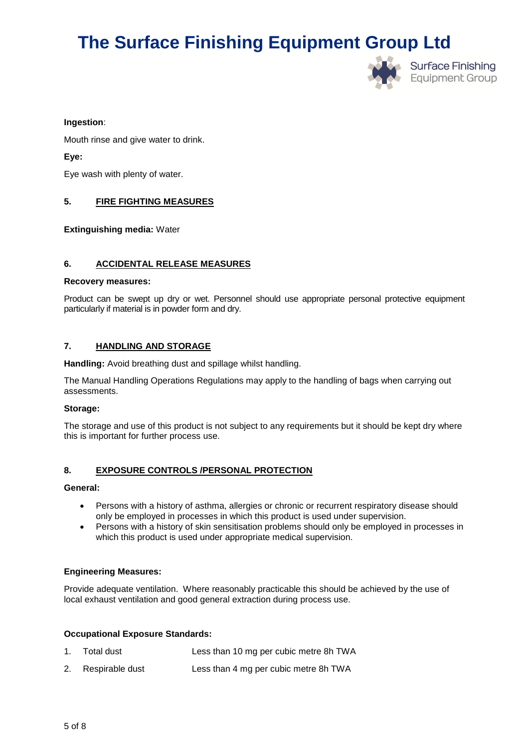**Ingestion**:

Mouth rinse and give water to drink.

**Eye:**

Eye wash with plenty of water.

## 5. FIRE FIGHTING MEASURES

**Extinguishing media:** Water

## 6. ACCIDENTAL RELEASE MEASURES

**Recovery measures:**

Product can be swept up dry or wet. Personnel should use appropriate personal protective equipment particularly if material is in powder form and dry.

## 7. HANDLING AND STORAGE

**Handling:** Avoid breathing dust and spillage whilst handling.

The Manual Handling Operations Regulations may apply to the handling of bags when carrying out assessments.

**Storage:**

The storage and use of this product is not subject to any requirements but it should be kept dry where this is important for further process use.

## 8. EXPOSURE CONTROLS /PERSONAL PROTECTION

**General:**

- Persons with a history of asthma, allergies or chronic or recurrent respiratory disease should only be employed in processes in which this product is used under supervision.
- Persons with a history of skin sensitisation problems should only be employed in processes in which this product is used under appropriate medical supervision.

**Engineering Measures:**

Provide adequate ventilation. Where reasonably practicable this should be achieved by the use of local exhaust ventilation and good general extraction during process use.

**Occupational Exposure Standards:**

1. Total dust — Less than 10 mg per cubic metre 8h TWA
2. Respirable dust — Less than 4 mg per cubic metre 8h TWA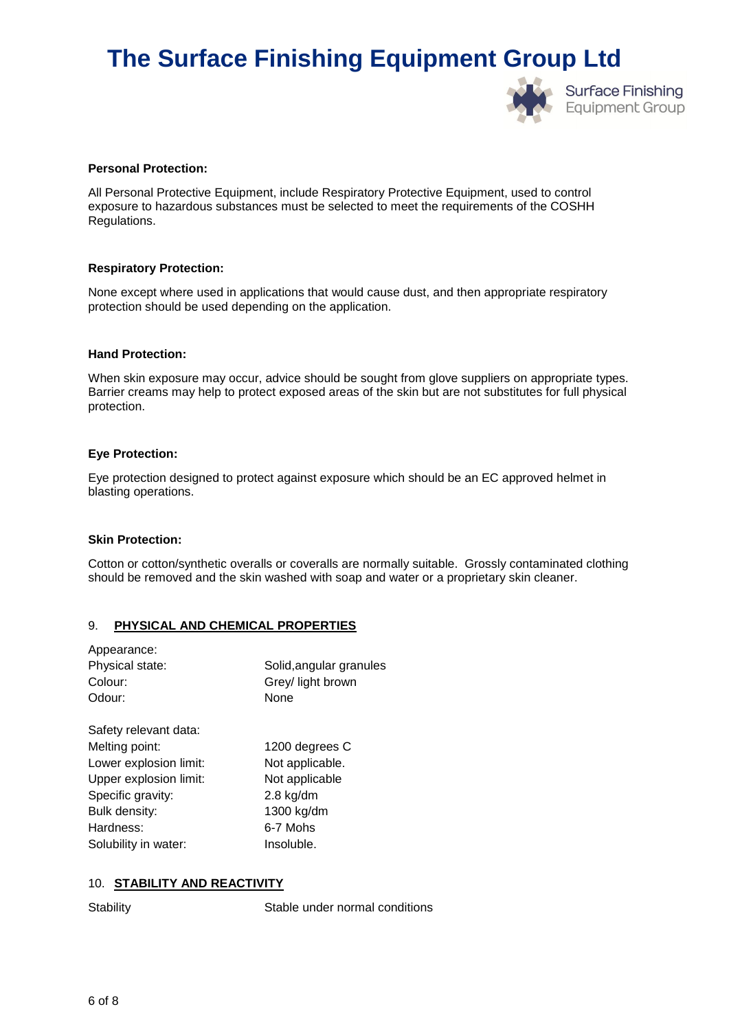**Personal Protection:**

All Personal Protective Equipment, include Respiratory Protective Equipment, used to control exposure to hazardous substances must be selected to meet the requirements of the COSHH Regulations.

**Respiratory Protection:**

None except where used in applications that would cause dust, and then appropriate respiratory protection should be used depending on the application.

**Hand Protection:**

When skin exposure may occur, advice should be sought from glove suppliers on appropriate types. Barrier creams may help to protect exposed areas of the skin but are not substitutes for full physical protection.

**Eye Protection:**

Eye protection designed to protect against exposure which should be an EC approved helmet in blasting operations.

**Skin Protection:**

Cotton or cotton/synthetic overalls or coveralls are normally suitable. Grossly contaminated clothing should be removed and the skin washed with soap and water or a proprietary skin cleaner.

## 9. PHYSICAL AND CHEMICAL PROPERTIES

Appearance:

| | |
|---|---|
| Physical state: | Solid,angular granules |
| Colour: | Grey/ light brown |
| Odour: | None |

Safety relevant data:

| | |
|---|---|
| Melting point: | 1200 degrees C |
| Lower explosion limit: | Not applicable. |
| Upper explosion limit: | Not applicable |
| Specific gravity: | 2.8 kg/dm |
| Bulk density: | 1300 kg/dm |
| Hardness: | 6-7 Mohs |
| Solubility in water: | Insoluble. |

## 10. STABILITY AND REACTIVITY

| | |
|---|---|
| Stability | Stable under normal conditions |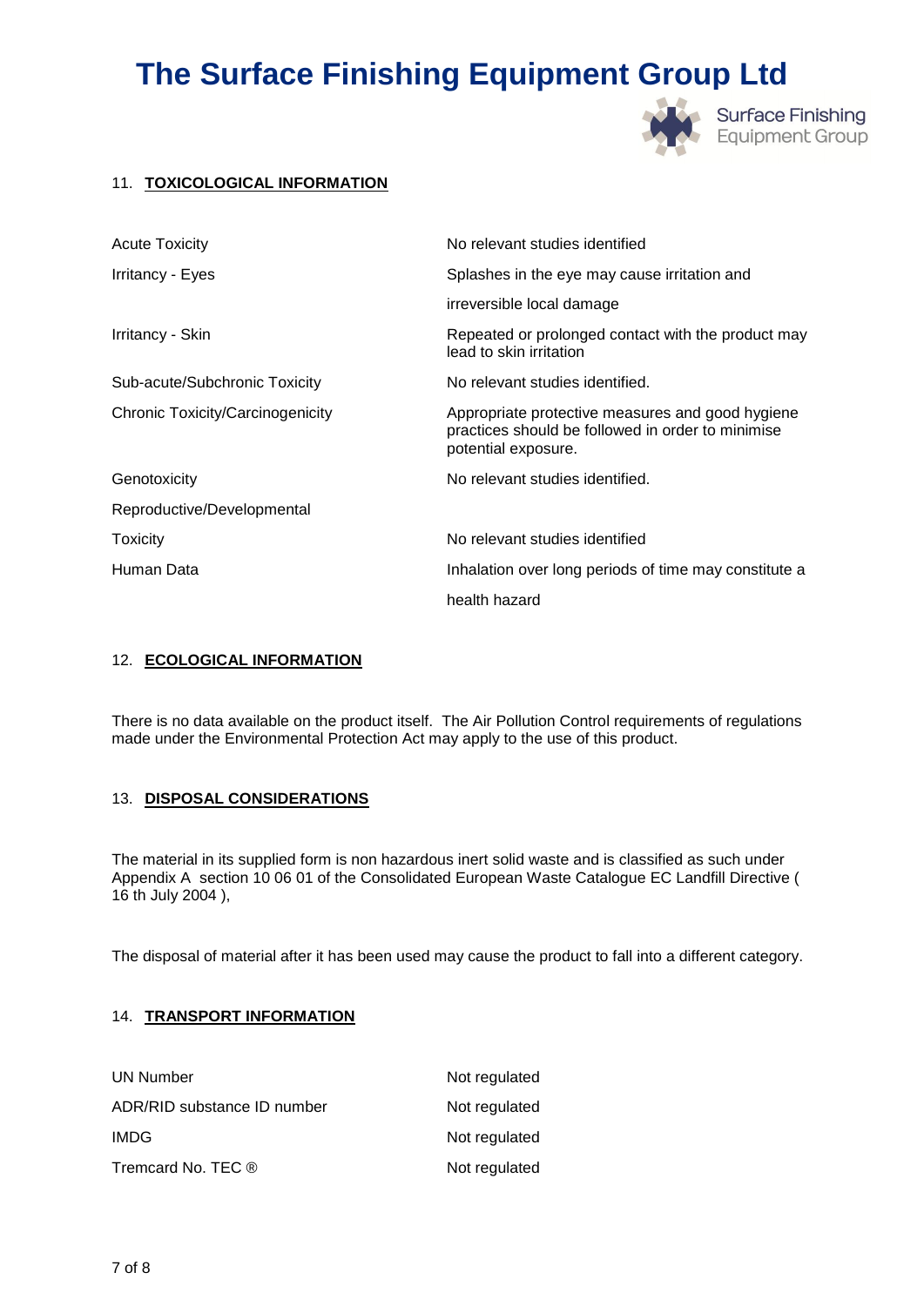## 11. TOXICOLOGICAL INFORMATION

| | |
|---|---|
| Acute Toxicity | No relevant studies identified |
| Irritancy - Eyes | Splashes in the eye may cause irritation and irreversible local damage |
| Irritancy - Skin | Repeated or prolonged contact with the product may lead to skin irritation |
| Sub-acute/Subchronic Toxicity | No relevant studies identified. |
| Chronic Toxicity/Carcinogenicity | Appropriate protective measures and good hygiene practices should be followed in order to minimise potential exposure. |
| Genotoxicity | No relevant studies identified. |
| Reproductive/Developmental Toxicity | No relevant studies identified |
| Human Data | Inhalation over long periods of time may constitute a health hazard |

## 12. ECOLOGICAL INFORMATION

There is no data available on the product itself. The Air Pollution Control requirements of regulations made under the Environmental Protection Act may apply to the use of this product.

## 13. DISPOSAL CONSIDERATIONS

The material in its supplied form is non hazardous inert solid waste and is classified as such under Appendix A section 10 06 01 of the Consolidated European Waste Catalogue EC Landfill Directive ( 16 th July 2004 ),

The disposal of material after it has been used may cause the product to fall into a different category.

## 14. TRANSPORT INFORMATION

| | |
|---|---|
| UN Number | Not regulated |
| ADR/RID substance ID number | Not regulated |
| IMDG | Not regulated |
| Tremcard No. TEC ® | Not regulated |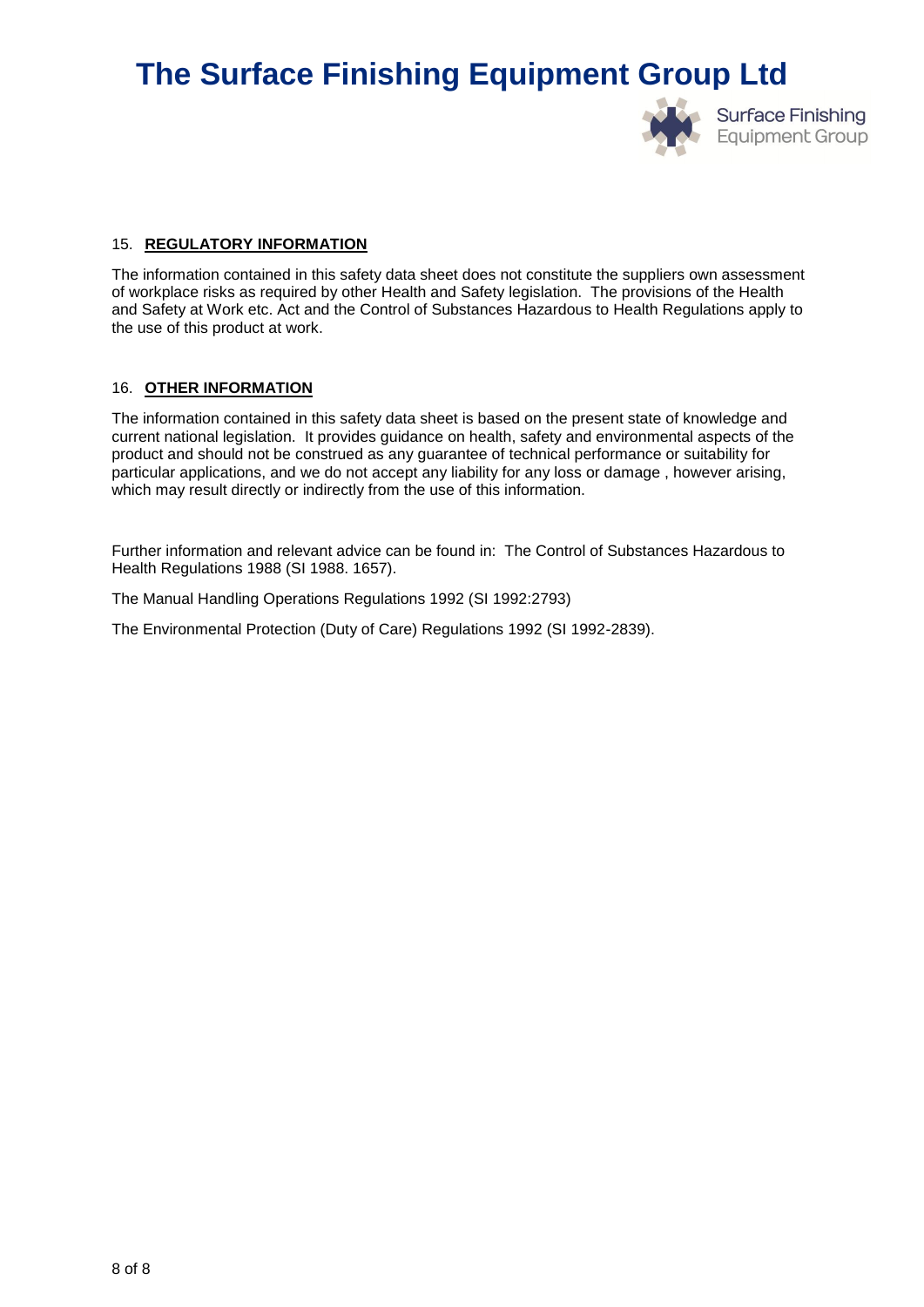## 15. **REGULATORY INFORMATION**

The information contained in this safety data sheet does not constitute the suppliers own assessment of workplace risks as required by other Health and Safety legislation. The provisions of the Health and Safety at Work etc. Act and the Control of Substances Hazardous to Health Regulations apply to the use of this product at work.

## 16. **OTHER INFORMATION**

The information contained in this safety data sheet is based on the present state of knowledge and current national legislation. It provides guidance on health, safety and environmental aspects of the product and should not be construed as any guarantee of technical performance or suitability for particular applications, and we do not accept any liability for any loss or damage , however arising, which may result directly or indirectly from the use of this information.

Further information and relevant advice can be found in: The Control of Substances Hazardous to Health Regulations 1988 (SI 1988. 1657).

The Manual Handling Operations Regulations 1992 (SI 1992:2793)

The Environmental Protection (Duty of Care) Regulations 1992 (SI 1992-2839).